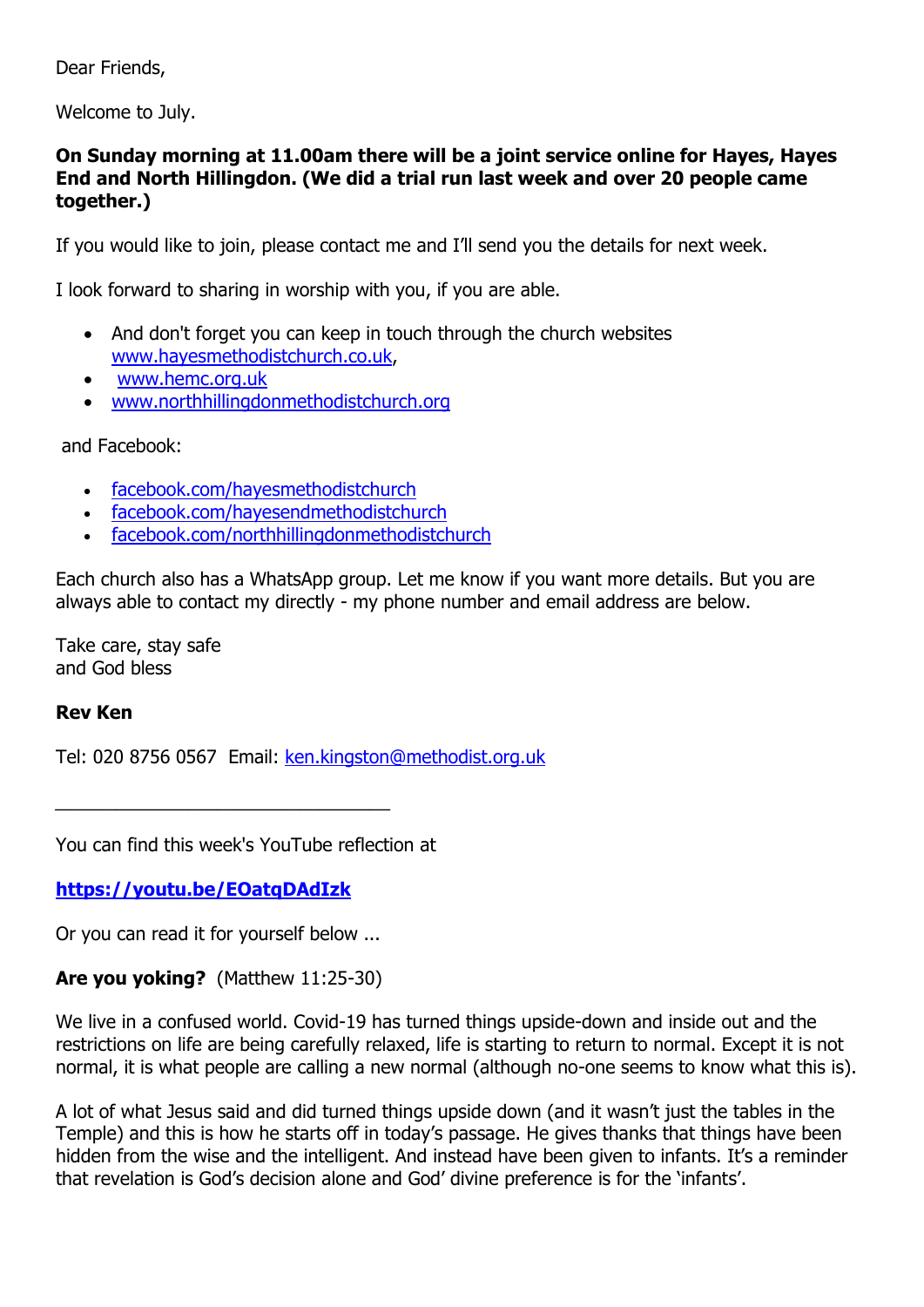Dear Friends,

Welcome to July.

**On Sunday morning at 11.00am there will be a joint service online for Hayes, Hayes End and North Hillingdon. (We did a trial run last week and over 20 people came together.)**

If you would like to join, please contact me and I'll send you the details for next week.

I look forward to sharing in worship with you, if you are able.

- And don't forget you can keep in touch through the church websites www.hayesmethodistchurch.co.uk,
- www.hemc.org.uk
- www.northhillingdonmethodistchurch.org

and Facebook:

- facebook.com/hayesmethodistchurch
- facebook.com/hayesendmethodistchurch
- facebook.com/northhillingdonmethodistchurch

Each church also has a WhatsApp group. Let me know if you want more details. But you are always able to contact my directly - my phone number and email address are below.

Take care, stay safe
and God bless

**Rev Ken**

Tel: 020 8756 0567 Email: ken.kingston@methodist.org.uk

---

You can find this week's YouTube reflection at

**https://youtu.be/EOatqDAdIzk**

Or you can read it for yourself below ...

**Are you yoking?** (Matthew 11:25-30)

We live in a confused world. Covid-19 has turned things upside-down and inside out and the restrictions on life are being carefully relaxed, life is starting to return to normal. Except it is not normal, it is what people are calling a new normal (although no-one seems to know what this is).

A lot of what Jesus said and did turned things upside down (and it wasn't just the tables in the Temple) and this is how he starts off in today's passage. He gives thanks that things have been hidden from the wise and the intelligent. And instead have been given to infants. It's a reminder that revelation is God's decision alone and God' divine preference is for the 'infants'.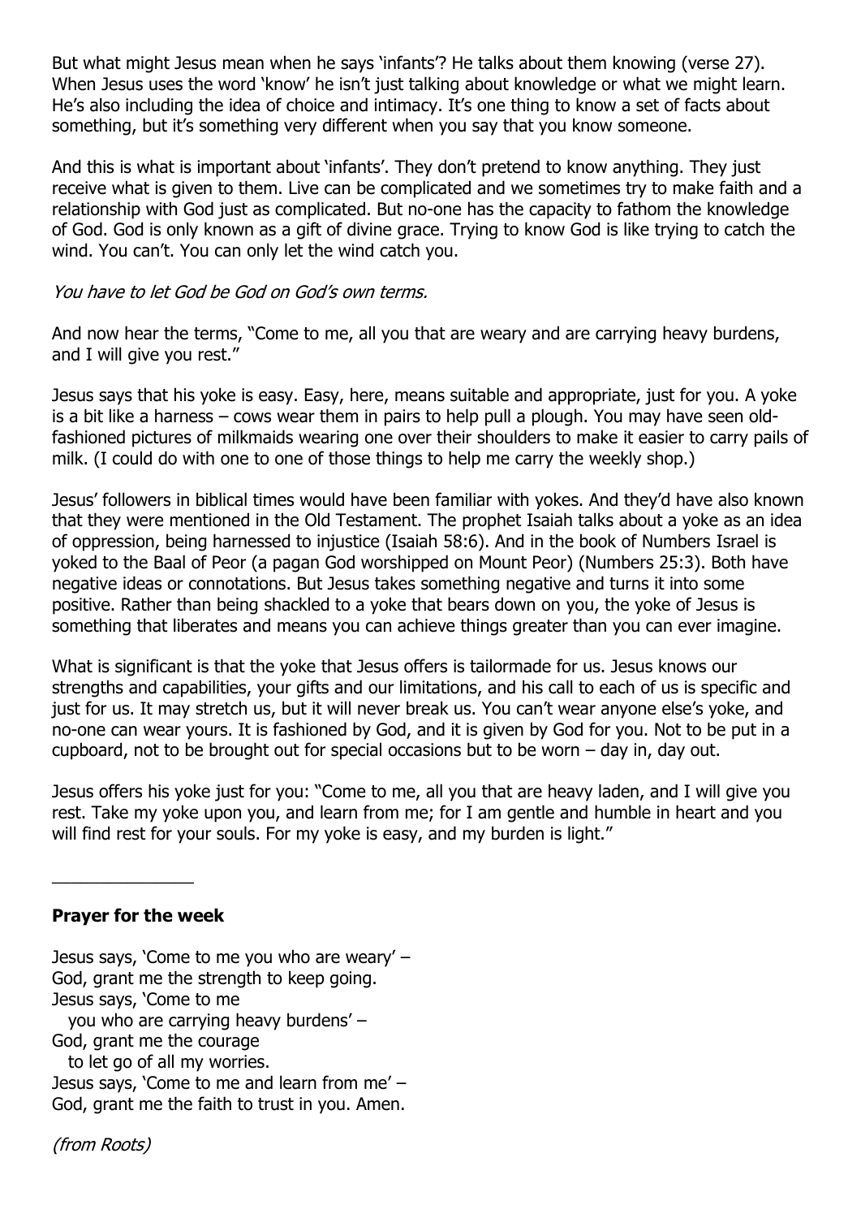But what might Jesus mean when he says 'infants'? He talks about them knowing (verse 27). When Jesus uses the word 'know' he isn't just talking about knowledge or what we might learn. He's also including the idea of choice and intimacy. It's one thing to know a set of facts about something, but it's something very different when you say that you know someone.

And this is what is important about 'infants'. They don't pretend to know anything. They just receive what is given to them. Live can be complicated and we sometimes try to make faith and a relationship with God just as complicated. But no-one has the capacity to fathom the knowledge of God. God is only known as a gift of divine grace. Trying to know God is like trying to catch the wind. You can't. You can only let the wind catch you.

*You have to let God be God on God's own terms.*

And now hear the terms, "Come to me, all you that are weary and are carrying heavy burdens, and I will give you rest."

Jesus says that his yoke is easy. Easy, here, means suitable and appropriate, just for you. A yoke is a bit like a harness – cows wear them in pairs to help pull a plough. You may have seen old-fashioned pictures of milkmaids wearing one over their shoulders to make it easier to carry pails of milk. (I could do with one to one of those things to help me carry the weekly shop.)

Jesus' followers in biblical times would have been familiar with yokes. And they'd have also known that they were mentioned in the Old Testament. The prophet Isaiah talks about a yoke as an idea of oppression, being harnessed to injustice (Isaiah 58:6). And in the book of Numbers Israel is yoked to the Baal of Peor (a pagan God worshipped on Mount Peor) (Numbers 25:3). Both have negative ideas or connotations. But Jesus takes something negative and turns it into some positive. Rather than being shackled to a yoke that bears down on you, the yoke of Jesus is something that liberates and means you can achieve things greater than you can ever imagine.

What is significant is that the yoke that Jesus offers is tailormade for us. Jesus knows our strengths and capabilities, your gifts and our limitations, and his call to each of us is specific and just for us. It may stretch us, but it will never break us. You can't wear anyone else's yoke, and no-one can wear yours. It is fashioned by God, and it is given by God for you. Not to be put in a cupboard, not to be brought out for special occasions but to be worn – day in, day out.

Jesus offers his yoke just for you: "Come to me, all you that are heavy laden, and I will give you rest. Take my yoke upon you, and learn from me; for I am gentle and humble in heart and you will find rest for your souls. For my yoke is easy, and my burden is light."

---

**Prayer for the week**

Jesus says, 'Come to me you who are weary' –
God, grant me the strength to keep going.
Jesus says, 'Come to me
you who are carrying heavy burdens' –
God, grant me the courage
to let go of all my worries.
Jesus says, 'Come to me and learn from me' –
God, grant me the faith to trust in you. Amen.

*(from Roots)*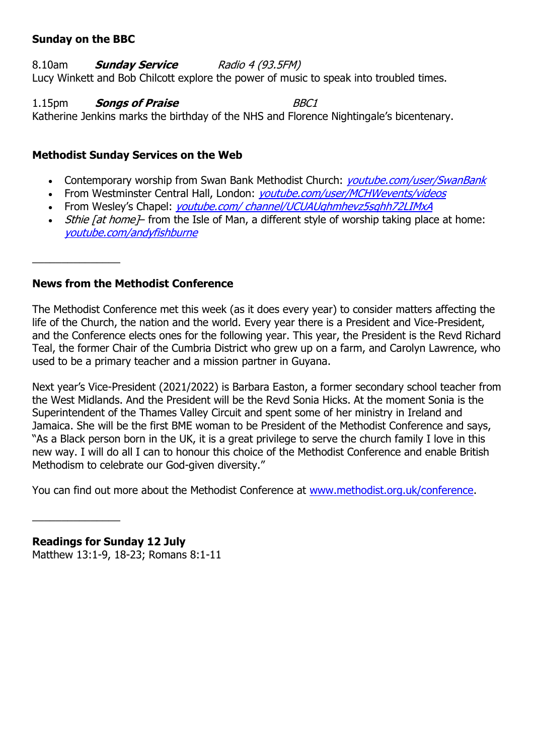**Sunday on the BBC**

8.10am ***Sunday Service*** *Radio 4 (93.5FM)*
Lucy Winkett and Bob Chilcott explore the power of music to speak into troubled times.

1.15pm ***Songs of Praise*** *BBC1*
Katherine Jenkins marks the birthday of the NHS and Florence Nightingale's bicentenary.

**Methodist Sunday Services on the Web**

- Contemporary worship from Swan Bank Methodist Church: *youtube.com/user/SwanBank*
- From Westminster Central Hall, London: *youtube.com/user/MCHWevents/videos*
- From Wesley's Chapel: *youtube.com/ channel/UCUAUqhmhevz5sqhh72LIMxA*
- *Sthie [at home]*– from the Isle of Man, a different style of worship taking place at home: *youtube.com/andyfishburne*

---

**News from the Methodist Conference**

The Methodist Conference met this week (as it does every year) to consider matters affecting the life of the Church, the nation and the world. Every year there is a President and Vice-President, and the Conference elects ones for the following year. This year, the President is the Revd Richard Teal, the former Chair of the Cumbria District who grew up on a farm, and Carolyn Lawrence, who used to be a primary teacher and a mission partner in Guyana.

Next year's Vice-President (2021/2022) is Barbara Easton, a former secondary school teacher from the West Midlands. And the President will be the Revd Sonia Hicks. At the moment Sonia is the Superintendent of the Thames Valley Circuit and spent some of her ministry in Ireland and Jamaica. She will be the first BME woman to be President of the Methodist Conference and says, "As a Black person born in the UK, it is a great privilege to serve the church family I love in this new way. I will do all I can to honour this choice of the Methodist Conference and enable British Methodism to celebrate our God-given diversity."

You can find out more about the Methodist Conference at www.methodist.org.uk/conference.

---

**Readings for Sunday 12 July**
Matthew 13:1-9, 18-23; Romans 8:1-11